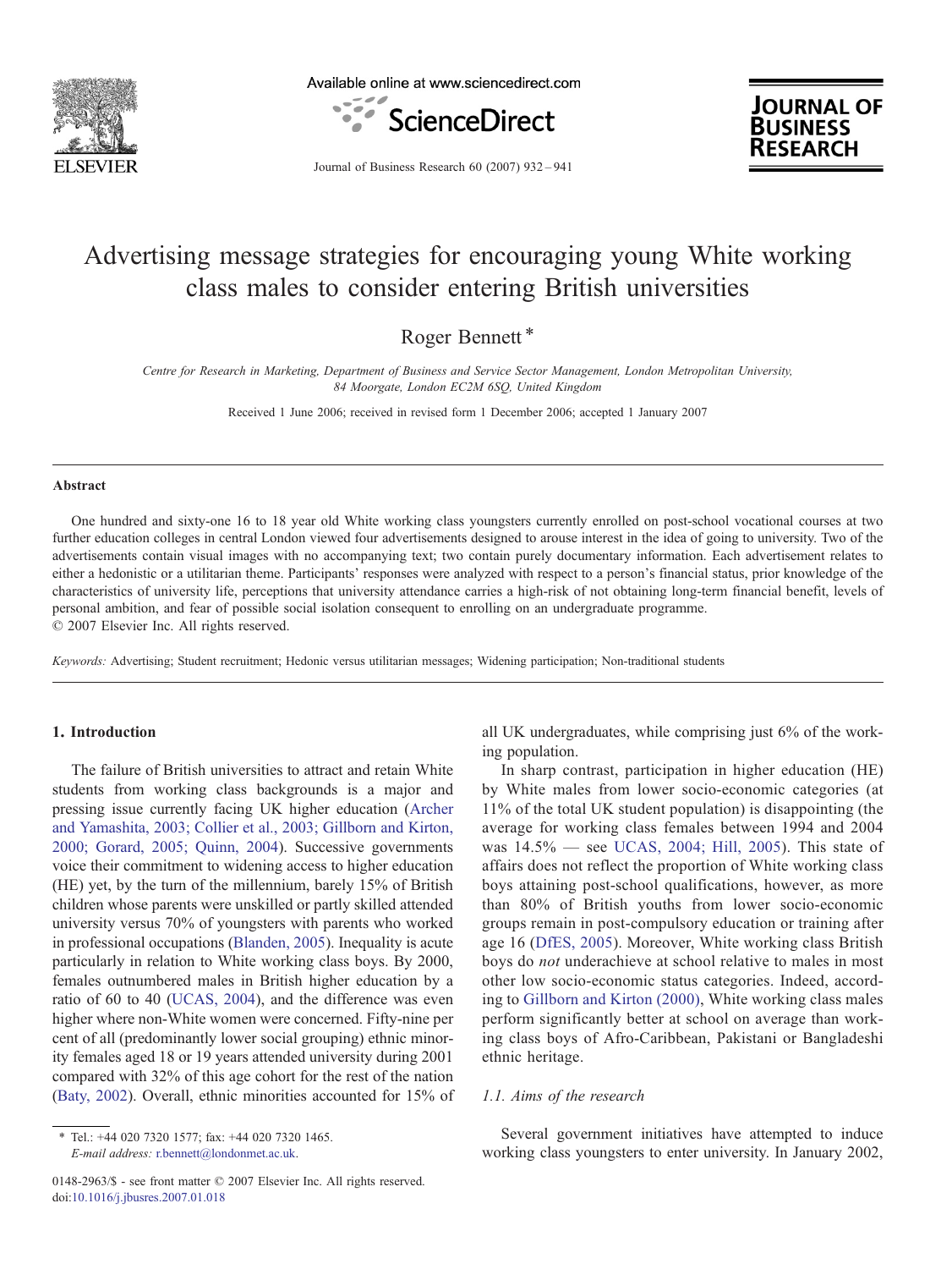# Advertising message strategies for encouraging young White working class males to consider entering British universities

Roger Bennett *

*Centre for Research in Marketing, Department of Business and Service Sector Management, London Metropolitan University, 84 Moorgate, London EC2M 6SQ, United Kingdom*

Received 1 June 2006; received in revised form 1 December 2006; accepted 1 January 2007

## Abstract

One hundred and sixty-one 16 to 18 year old White working class youngsters currently enrolled on post-school vocational courses at two further education colleges in central London viewed four advertisements designed to arouse interest in the idea of going to university. Two of the advertisements contain visual images with no accompanying text; two contain purely documentary information. Each advertisement relates to either a hedonistic or a utilitarian theme. Participants' responses were analyzed with respect to a person's financial status, prior knowledge of the characteristics of university life, perceptions that university attendance carries a high-risk of not obtaining long-term financial benefit, levels of personal ambition, and fear of possible social isolation consequent to enrolling on an undergraduate programme.

© 2007 Elsevier Inc. All rights reserved.

*Keywords:* Advertising; Student recruitment; Hedonic versus utilitarian messages; Widening participation; Non-traditional students

## 1. Introduction

The failure of British universities to attract and retain White students from working class backgrounds is a major and pressing issue currently facing UK higher education (Archer and Yamashita, 2003; Collier et al., 2003; Gillborn and Kirton, 2000; Gorard, 2005; Quinn, 2004). Successive governments voice their commitment to widening access to higher education (HE) yet, by the turn of the millennium, barely 15% of British children whose parents were unskilled or partly skilled attended university versus 70% of youngsters with parents who worked in professional occupations (Blanden, 2005). Inequality is acute particularly in relation to White working class boys. By 2000, females outnumbered males in British higher education by a ratio of 60 to 40 (UCAS, 2004), and the difference was even higher where non-White women were concerned. Fifty-nine per cent of all (predominantly lower social grouping) ethnic minority females aged 18 or 19 years attended university during 2001 compared with 32% of this age cohort for the rest of the nation (Baty, 2002). Overall, ethnic minorities accounted for 15% of all UK undergraduates, while comprising just 6% of the working population.

In sharp contrast, participation in higher education (HE) by White males from lower socio-economic categories (at 11% of the total UK student population) is disappointing (the average for working class females between 1994 and 2004 was 14.5% — see UCAS, 2004; Hill, 2005). This state of affairs does not reflect the proportion of White working class boys attaining post-school qualifications, however, as more than 80% of British youths from lower socio-economic groups remain in post-compulsory education or training after age 16 (DfES, 2005). Moreover, White working class British boys do *not* underachieve at school relative to males in most other low socio-economic status categories. Indeed, according to Gillborn and Kirton (2000), White working class males perform significantly better at school on average than working class boys of Afro-Caribbean, Pakistani or Bangladeshi ethnic heritage.

### *1.1. Aims of the research*

Several government initiatives have attempted to induce working class youngsters to enter university. In January 2002,

* Tel.: +44 020 7320 1577; fax: +44 020 7320 1465.
*E-mail address:* r.bennett@londonmet.ac.uk.

0148-2963/$ - see front matter © 2007 Elsevier Inc. All rights reserved.
doi:10.1016/j.jbusres.2007.01.018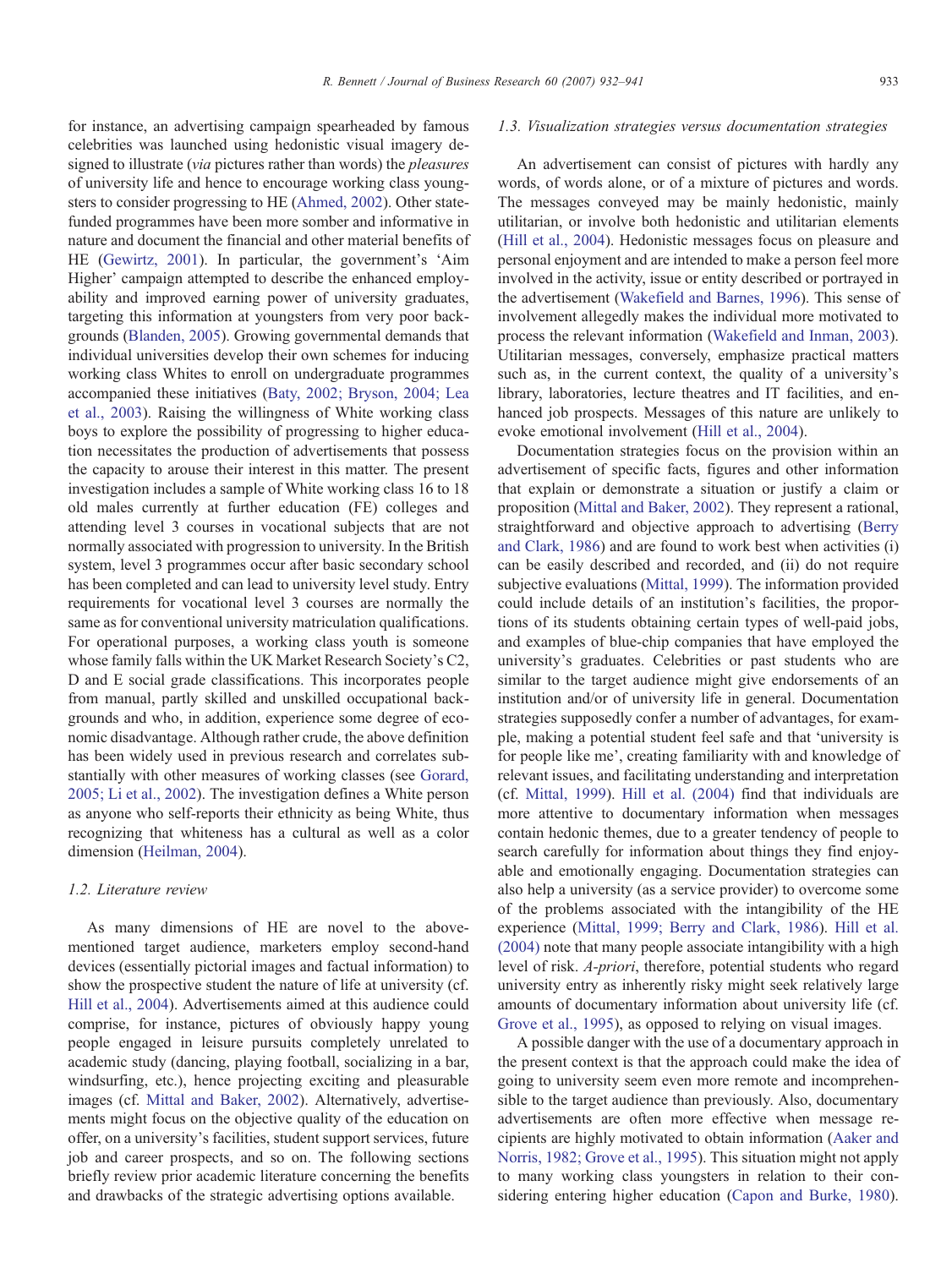for instance, an advertising campaign spearheaded by famous celebrities was launched using hedonistic visual imagery designed to illustrate (*via* pictures rather than words) the *pleasures* of university life and hence to encourage working class youngsters to consider progressing to HE (Ahmed, 2002). Other state-funded programmes have been more somber and informative in nature and document the financial and other material benefits of HE (Gewirtz, 2001). In particular, the government's 'Aim Higher' campaign attempted to describe the enhanced employability and improved earning power of university graduates, targeting this information at youngsters from very poor backgrounds (Blanden, 2005). Growing governmental demands that individual universities develop their own schemes for inducing working class Whites to enroll on undergraduate programmes accompanied these initiatives (Baty, 2002; Bryson, 2004; Lea et al., 2003). Raising the willingness of White working class boys to explore the possibility of progressing to higher education necessitates the production of advertisements that possess the capacity to arouse their interest in this matter. The present investigation includes a sample of White working class 16 to 18 old males currently at further education (FE) colleges and attending level 3 courses in vocational subjects that are not normally associated with progression to university. In the British system, level 3 programmes occur after basic secondary school has been completed and can lead to university level study. Entry requirements for vocational level 3 courses are normally the same as for conventional university matriculation qualifications. For operational purposes, a working class youth is someone whose family falls within the UK Market Research Society's C2, D and E social grade classifications. This incorporates people from manual, partly skilled and unskilled occupational backgrounds and who, in addition, experience some degree of economic disadvantage. Although rather crude, the above definition has been widely used in previous research and correlates substantially with other measures of working classes (see Gorard, 2005; Li et al., 2002). The investigation defines a White person as anyone who self-reports their ethnicity as being White, thus recognizing that whiteness has a cultural as well as a color dimension (Heilman, 2004).

### 1.2. Literature review

As many dimensions of HE are novel to the above-mentioned target audience, marketers employ second-hand devices (essentially pictorial images and factual information) to show the prospective student the nature of life at university (cf. Hill et al., 2004). Advertisements aimed at this audience could comprise, for instance, pictures of obviously happy young people engaged in leisure pursuits completely unrelated to academic study (dancing, playing football, socializing in a bar, windsurfing, etc.), hence projecting exciting and pleasurable images (cf. Mittal and Baker, 2002). Alternatively, advertisements might focus on the objective quality of the education on offer, on a university's facilities, student support services, future job and career prospects, and so on. The following sections briefly review prior academic literature concerning the benefits and drawbacks of the strategic advertising options available.

### 1.3. Visualization strategies versus documentation strategies

An advertisement can consist of pictures with hardly any words, of words alone, or of a mixture of pictures and words. The messages conveyed may be mainly hedonistic, mainly utilitarian, or involve both hedonistic and utilitarian elements (Hill et al., 2004). Hedonistic messages focus on pleasure and personal enjoyment and are intended to make a person feel more involved in the activity, issue or entity described or portrayed in the advertisement (Wakefield and Barnes, 1996). This sense of involvement allegedly makes the individual more motivated to process the relevant information (Wakefield and Inman, 2003). Utilitarian messages, conversely, emphasize practical matters such as, in the current context, the quality of a university's library, laboratories, lecture theatres and IT facilities, and enhanced job prospects. Messages of this nature are unlikely to evoke emotional involvement (Hill et al., 2004).

Documentation strategies focus on the provision within an advertisement of specific facts, figures and other information that explain or demonstrate a situation or justify a claim or proposition (Mittal and Baker, 2002). They represent a rational, straightforward and objective approach to advertising (Berry and Clark, 1986) and are found to work best when activities (i) can be easily described and recorded, and (ii) do not require subjective evaluations (Mittal, 1999). The information provided could include details of an institution's facilities, the proportions of its students obtaining certain types of well-paid jobs, and examples of blue-chip companies that have employed the university's graduates. Celebrities or past students who are similar to the target audience might give endorsements of an institution and/or of university life in general. Documentation strategies supposedly confer a number of advantages, for example, making a potential student feel safe and that 'university is for people like me', creating familiarity with and knowledge of relevant issues, and facilitating understanding and interpretation (cf. Mittal, 1999). Hill et al. (2004) find that individuals are more attentive to documentary information when messages contain hedonic themes, due to a greater tendency of people to search carefully for information about things they find enjoyable and emotionally engaging. Documentation strategies can also help a university (as a service provider) to overcome some of the problems associated with the intangibility of the HE experience (Mittal, 1999; Berry and Clark, 1986). Hill et al. (2004) note that many people associate intangibility with a high level of risk. *A-priori*, therefore, potential students who regard university entry as inherently risky might seek relatively large amounts of documentary information about university life (cf. Grove et al., 1995), as opposed to relying on visual images.

A possible danger with the use of a documentary approach in the present context is that the approach could make the idea of going to university seem even more remote and incomprehensible to the target audience than previously. Also, documentary advertisements are often more effective when message recipients are highly motivated to obtain information (Aaker and Norris, 1982; Grove et al., 1995). This situation might not apply to many working class youngsters in relation to their considering entering higher education (Capon and Burke, 1980).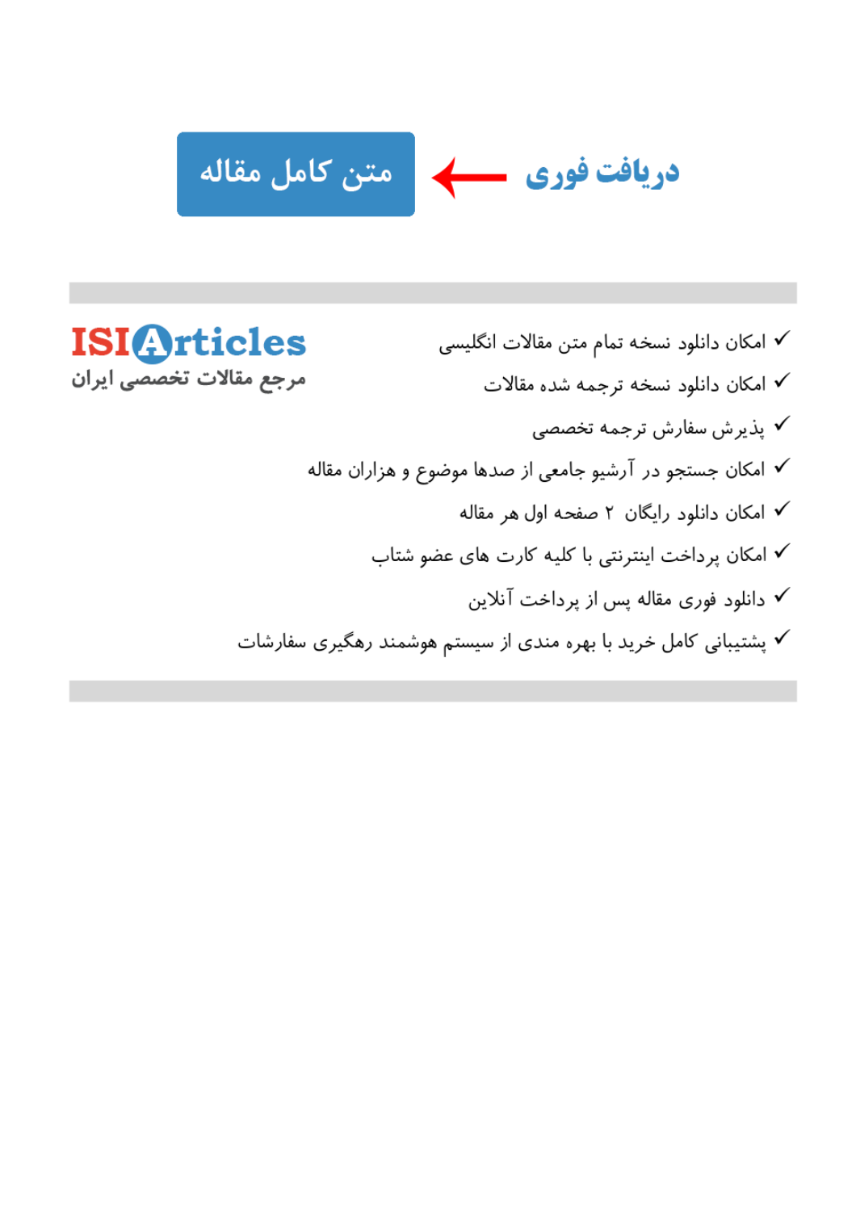دریافت فوری ← متن کامل مقاله

**ISIArticles**
مرجع مقالات تخصصی ایران

- ✓ امکان دانلود نسخه تمام متن مقالات انگلیسی
- ✓ امکان دانلود نسخه ترجمه شده مقالات
- ✓ پذیرش سفارش ترجمه تخصصی
- ✓ امکان جستجو در آرشیو جامعی از صدها موضوع و هزاران مقاله
- ✓ امکان دانلود رایگان ۲ صفحه اول هر مقاله
- ✓ امکان پرداخت اینترنتی با کلیه کارت های عضو شتاب
- ✓ دانلود فوری مقاله پس از پرداخت آنلاین
- ✓ پشتیبانی کامل خرید با بهره مندی از سیستم هوشمند رهگیری سفارشات